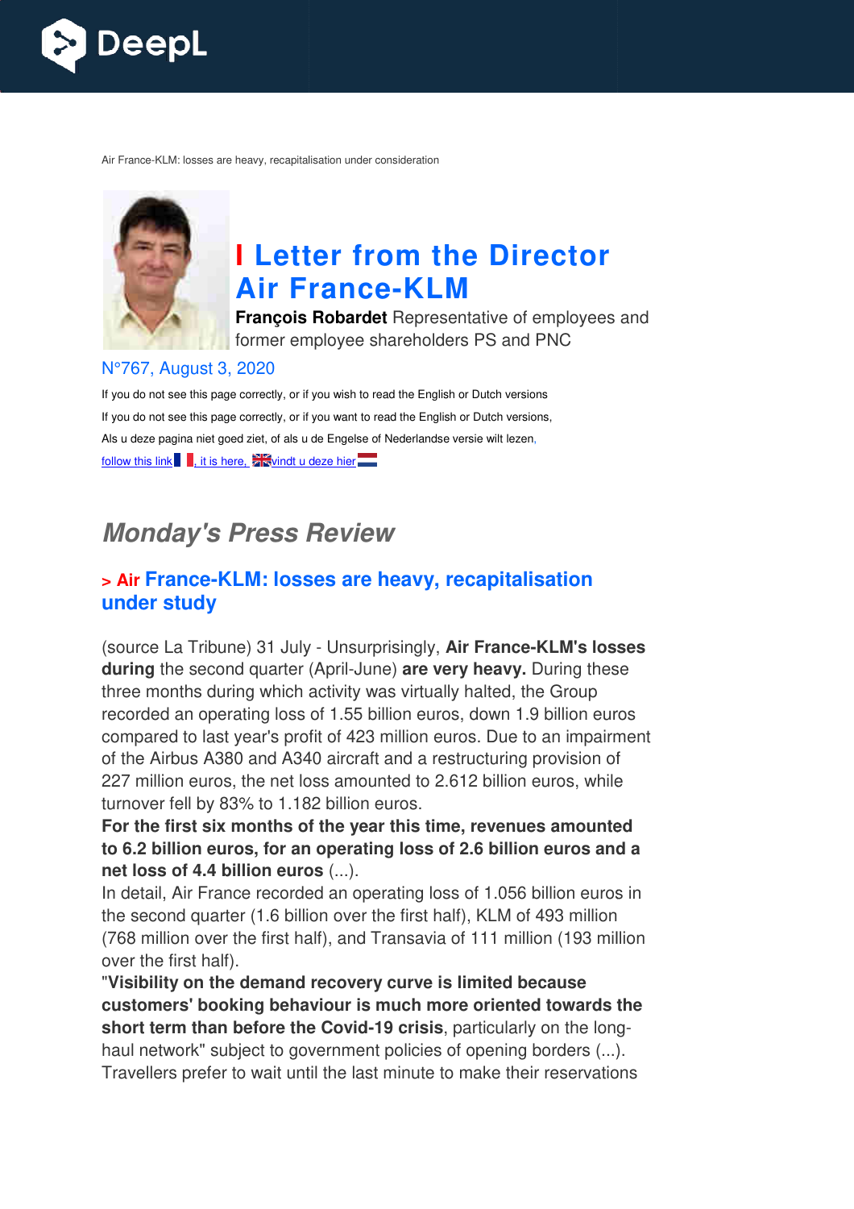Air France-KLM: losses are heavy, recapitalisation under consideration

# I Letter from the Director Air France-KLM

**François Robardet** Representative of employees and former employee shareholders PS and PNC

N°767, August 3, 2020

If you do not see this page correctly, or if you wish to read the English or Dutch versions

If you do not see this page correctly, or if you want to read the English or Dutch versions,

Als u deze pagina niet goed ziet, of als u de Engelse of Nederlandse versie wilt lezen,

follow this link, it is here, vindt u deze hier

## *Monday's Press Review*

### > Air France-KLM: losses are heavy, recapitalisation under study

(source La Tribune) 31 July - Unsurprisingly, **Air France-KLM's losses during** the second quarter (April-June) **are very heavy.** During these three months during which activity was virtually halted, the Group recorded an operating loss of 1.55 billion euros, down 1.9 billion euros compared to last year's profit of 423 million euros. Due to an impairment of the Airbus A380 and A340 aircraft and a restructuring provision of 227 million euros, the net loss amounted to 2.612 billion euros, while turnover fell by 83% to 1.182 billion euros.
**For the first six months of the year this time, revenues amounted to 6.2 billion euros, for an operating loss of 2.6 billion euros and a net loss of 4.4 billion euros** (...).
In detail, Air France recorded an operating loss of 1.056 billion euros in the second quarter (1.6 billion over the first half), KLM of 493 million (768 million over the first half), and Transavia of 111 million (193 million over the first half).
"**Visibility on the demand recovery curve is limited because customers' booking behaviour is much more oriented towards the short term than before the Covid-19 crisis**, particularly on the long-haul network" subject to government policies of opening borders (...).
Travellers prefer to wait until the last minute to make their reservations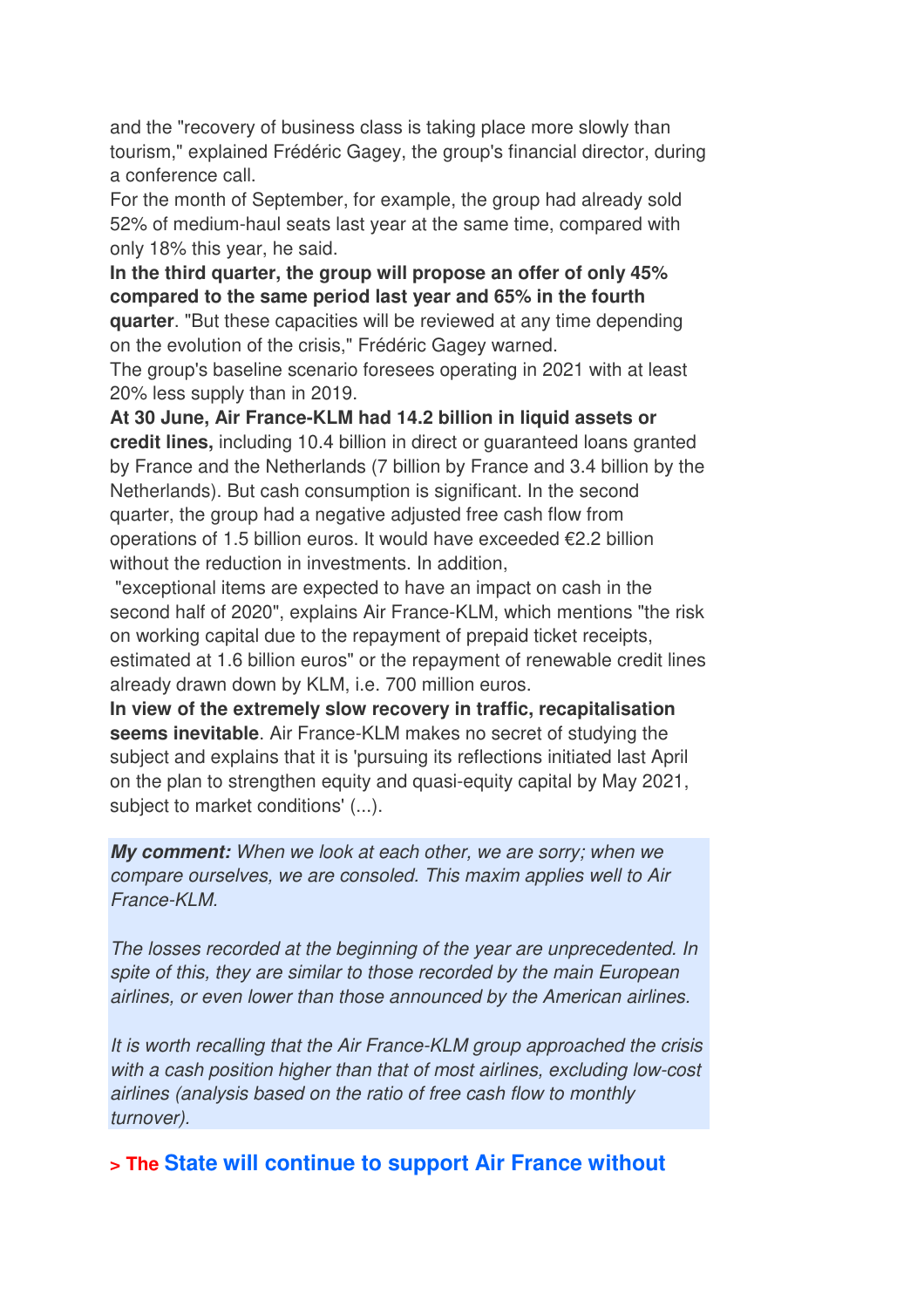and the "recovery of business class is taking place more slowly than tourism," explained Frédéric Gagey, the group's financial director, during a conference call.

For the month of September, for example, the group had already sold 52% of medium-haul seats last year at the same time, compared with only 18% this year, he said.

**In the third quarter, the group will propose an offer of only 45% compared to the same period last year and 65% in the fourth quarter**. "But these capacities will be reviewed at any time depending on the evolution of the crisis," Frédéric Gagey warned.

The group's baseline scenario foresees operating in 2021 with at least 20% less supply than in 2019.

**At 30 June, Air France-KLM had 14.2 billion in liquid assets or credit lines,** including 10.4 billion in direct or guaranteed loans granted by France and the Netherlands (7 billion by France and 3.4 billion by the Netherlands). But cash consumption is significant. In the second quarter, the group had a negative adjusted free cash flow from operations of 1.5 billion euros. It would have exceeded €2.2 billion without the reduction in investments. In addition,

"exceptional items are expected to have an impact on cash in the second half of 2020", explains Air France-KLM, which mentions "the risk on working capital due to the repayment of prepaid ticket receipts, estimated at 1.6 billion euros" or the repayment of renewable credit lines already drawn down by KLM, i.e. 700 million euros.

**In view of the extremely slow recovery in traffic, recapitalisation seems inevitable**. Air France-KLM makes no secret of studying the subject and explains that it is 'pursuing its reflections initiated last April on the plan to strengthen equity and quasi-equity capital by May 2021, subject to market conditions' (...).

***My comment:*** *When we look at each other, we are sorry; when we compare ourselves, we are consoled. This maxim applies well to Air France-KLM.*

*The losses recorded at the beginning of the year are unprecedented. In spite of this, they are similar to those recorded by the main European airlines, or even lower than those announced by the American airlines.*

*It is worth recalling that the Air France-KLM group approached the crisis with a cash position higher than that of most airlines, excluding low-cost airlines (analysis based on the ratio of free cash flow to monthly turnover).*

## > The State will continue to support Air France without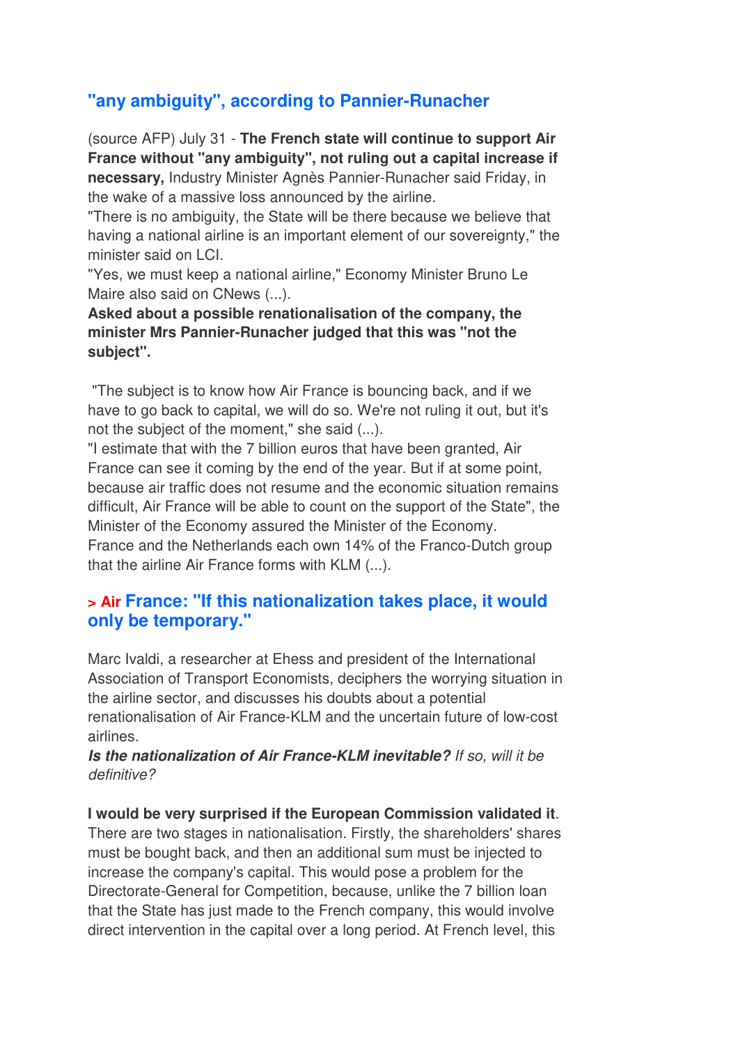## "any ambiguity", according to Pannier-Runacher

(source AFP) July 31 - **The French state will continue to support Air France without "any ambiguity", not ruling out a capital increase if necessary,** Industry Minister Agnès Pannier-Runacher said Friday, in the wake of a massive loss announced by the airline.

"There is no ambiguity, the State will be there because we believe that having a national airline is an important element of our sovereignty," the minister said on LCI.

"Yes, we must keep a national airline," Economy Minister Bruno Le Maire also said on CNews (...).

**Asked about a possible renationalisation of the company, the minister Mrs Pannier-Runacher judged that this was "not the subject".**

"The subject is to know how Air France is bouncing back, and if we have to go back to capital, we will do so. We're not ruling it out, but it's not the subject of the moment," she said (...).

"I estimate that with the 7 billion euros that have been granted, Air France can see it coming by the end of the year. But if at some point, because air traffic does not resume and the economic situation remains difficult, Air France will be able to count on the support of the State", the Minister of the Economy assured the Minister of the Economy.

France and the Netherlands each own 14% of the Franco-Dutch group that the airline Air France forms with KLM (...).

## > Air France: "If this nationalization takes place, it would only be temporary."

Marc Ivaldi, a researcher at Ehess and president of the International Association of Transport Economists, deciphers the worrying situation in the airline sector, and discusses his doubts about a potential renationalisation of Air France-KLM and the uncertain future of low-cost airlines.

***Is the nationalization of Air France-KLM inevitable?*** *If so, will it be definitive?*

**I would be very surprised if the European Commission validated it**. There are two stages in nationalisation. Firstly, the shareholders' shares must be bought back, and then an additional sum must be injected to increase the company's capital. This would pose a problem for the Directorate-General for Competition, because, unlike the 7 billion loan that the State has just made to the French company, this would involve direct intervention in the capital over a long period. At French level, this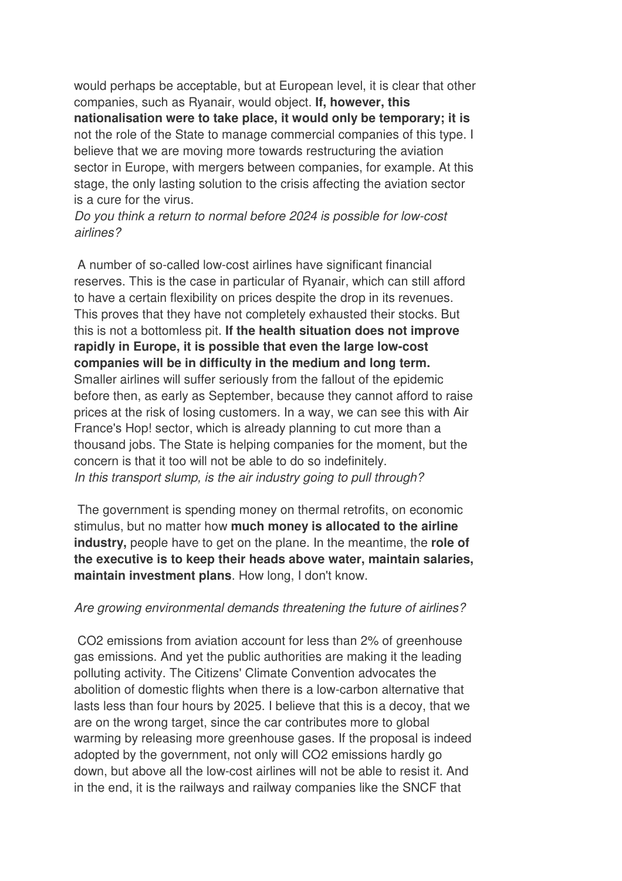would perhaps be acceptable, but at European level, it is clear that other companies, such as Ryanair, would object. **If, however, this nationalisation were to take place, it would only be temporary; it is** not the role of the State to manage commercial companies of this type. I believe that we are moving more towards restructuring the aviation sector in Europe, with mergers between companies, for example. At this stage, the only lasting solution to the crisis affecting the aviation sector is a cure for the virus.

*Do you think a return to normal before 2024 is possible for low-cost airlines?*

A number of so-called low-cost airlines have significant financial reserves. This is the case in particular of Ryanair, which can still afford to have a certain flexibility on prices despite the drop in its revenues. This proves that they have not completely exhausted their stocks. But this is not a bottomless pit. **If the health situation does not improve rapidly in Europe, it is possible that even the large low-cost companies will be in difficulty in the medium and long term.** Smaller airlines will suffer seriously from the fallout of the epidemic before then, as early as September, because they cannot afford to raise prices at the risk of losing customers. In a way, we can see this with Air France's Hop! sector, which is already planning to cut more than a thousand jobs. The State is helping companies for the moment, but the concern is that it too will not be able to do so indefinitely.

*In this transport slump, is the air industry going to pull through?*

The government is spending money on thermal retrofits, on economic stimulus, but no matter how **much money is allocated to the airline industry,** people have to get on the plane. In the meantime, the **role of the executive is to keep their heads above water, maintain salaries, maintain investment plans**. How long, I don't know.

*Are growing environmental demands threatening the future of airlines?*

$CO_2$ emissions from aviation account for less than 2% of greenhouse gas emissions. And yet the public authorities are making it the leading polluting activity. The Citizens' Climate Convention advocates the abolition of domestic flights when there is a low-carbon alternative that lasts less than four hours by 2025. I believe that this is a decoy, that we are on the wrong target, since the car contributes more to global warming by releasing more greenhouse gases. If the proposal is indeed adopted by the government, not only will $CO_2$ emissions hardly go down, but above all the low-cost airlines will not be able to resist it. And in the end, it is the railways and railway companies like the SNCF that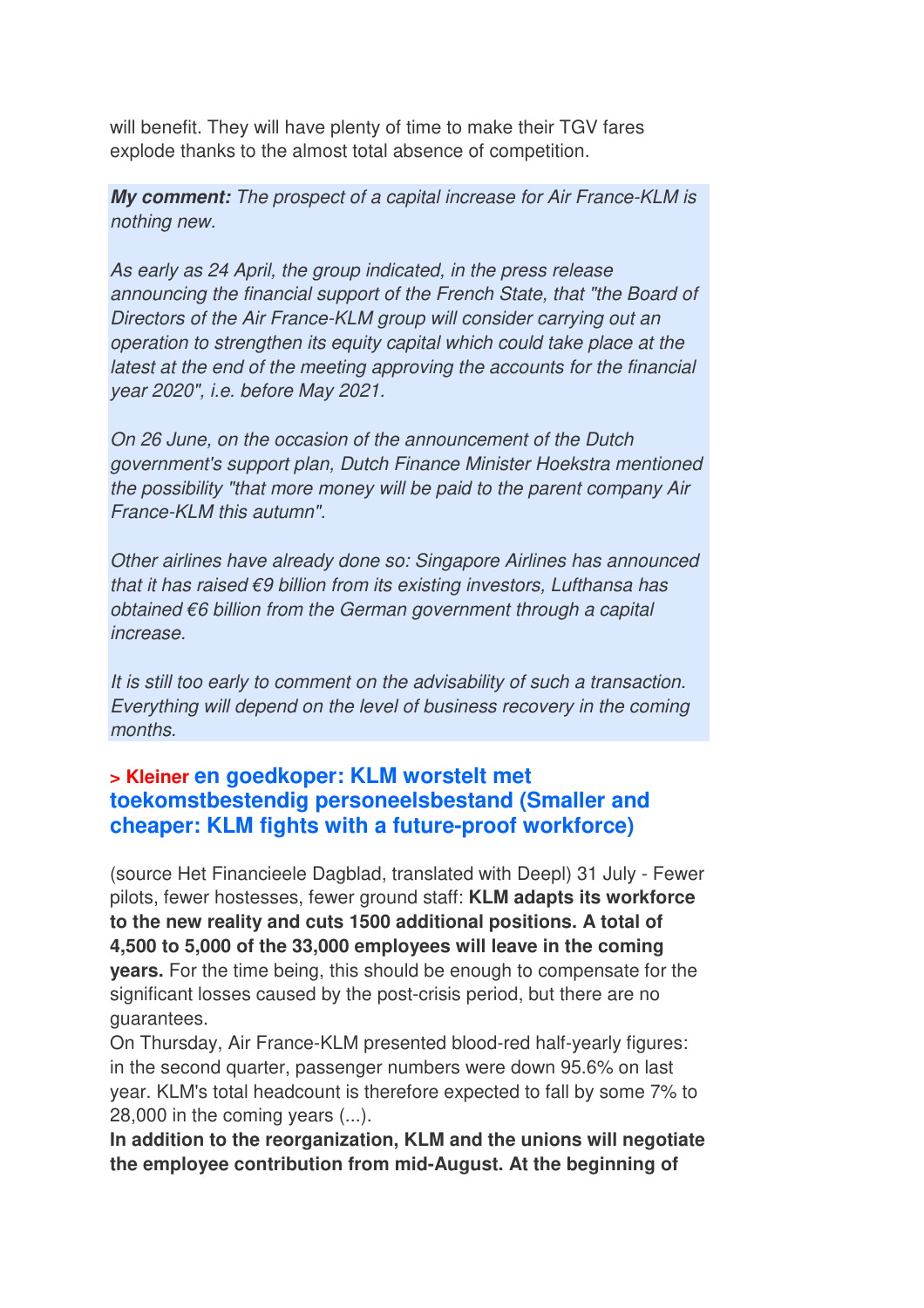will benefit. They will have plenty of time to make their TGV fares explode thanks to the almost total absence of competition.

***My comment:*** *The prospect of a capital increase for Air France-KLM is nothing new.*

*As early as 24 April, the group indicated, in the press release announcing the financial support of the French State, that "the Board of Directors of the Air France-KLM group will consider carrying out an operation to strengthen its equity capital which could take place at the latest at the end of the meeting approving the accounts for the financial year 2020", i.e. before May 2021.*

*On 26 June, on the occasion of the announcement of the Dutch government's support plan, Dutch Finance Minister Hoekstra mentioned the possibility "that more money will be paid to the parent company Air France-KLM this autumn".*

*Other airlines have already done so: Singapore Airlines has announced that it has raised €9 billion from its existing investors, Lufthansa has obtained €6 billion from the German government through a capital increase.*

*It is still too early to comment on the advisability of such a transaction. Everything will depend on the level of business recovery in the coming months.*

### > Kleiner en goedkoper: KLM worstelt met toekomstbestendig personeelsbestand (Smaller and cheaper: KLM fights with a future-proof workforce)

(source Het Financieele Dagblad, translated with Deepl) 31 July - Fewer pilots, fewer hostesses, fewer ground staff: **KLM adapts its workforce to the new reality and cuts 1500 additional positions. A total of 4,500 to 5,000 of the 33,000 employees will leave in the coming years.** For the time being, this should be enough to compensate for the significant losses caused by the post-crisis period, but there are no guarantees.

On Thursday, Air France-KLM presented blood-red half-yearly figures: in the second quarter, passenger numbers were down 95.6% on last year. KLM's total headcount is therefore expected to fall by some 7% to 28,000 in the coming years (...).

**In addition to the reorganization, KLM and the unions will negotiate the employee contribution from mid-August. At the beginning of**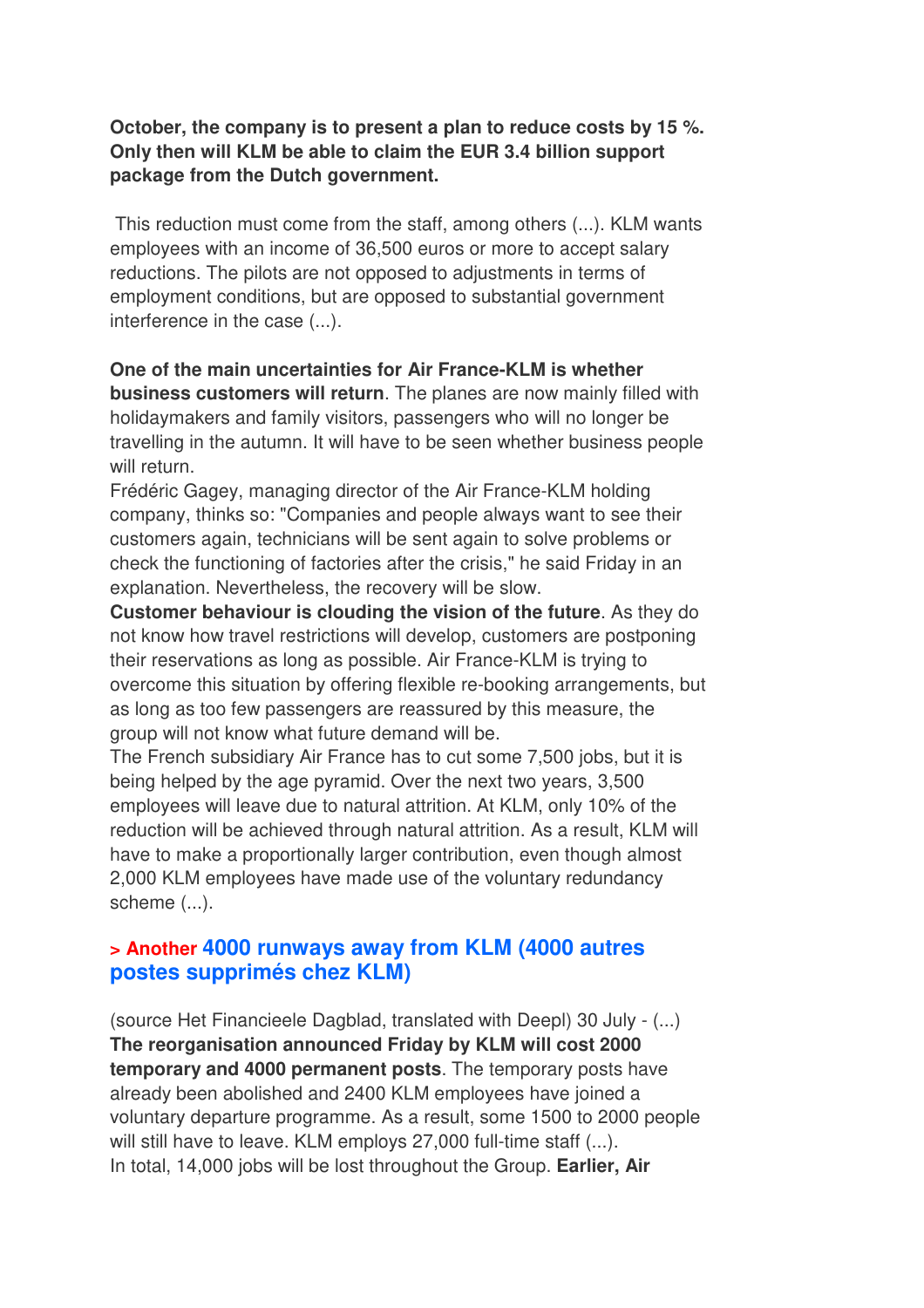**October, the company is to present a plan to reduce costs by 15 %. Only then will KLM be able to claim the EUR 3.4 billion support package from the Dutch government.**

This reduction must come from the staff, among others (...). KLM wants employees with an income of 36,500 euros or more to accept salary reductions. The pilots are not opposed to adjustments in terms of employment conditions, but are opposed to substantial government interference in the case (...).

**One of the main uncertainties for Air France-KLM is whether business customers will return**. The planes are now mainly filled with holidaymakers and family visitors, passengers who will no longer be travelling in the autumn. It will have to be seen whether business people will return.
Frédéric Gagey, managing director of the Air France-KLM holding company, thinks so: "Companies and people always want to see their customers again, technicians will be sent again to solve problems or check the functioning of factories after the crisis," he said Friday in an explanation. Nevertheless, the recovery will be slow.
**Customer behaviour is clouding the vision of the future**. As they do not know how travel restrictions will develop, customers are postponing their reservations as long as possible. Air France-KLM is trying to overcome this situation by offering flexible re-booking arrangements, but as long as too few passengers are reassured by this measure, the group will not know what future demand will be.
The French subsidiary Air France has to cut some 7,500 jobs, but it is being helped by the age pyramid. Over the next two years, 3,500 employees will leave due to natural attrition. At KLM, only 10% of the reduction will be achieved through natural attrition. As a result, KLM will have to make a proportionally larger contribution, even though almost 2,000 KLM employees have made use of the voluntary redundancy scheme (...).

## > Another 4000 runways away from KLM (4000 autres postes supprimés chez KLM)

(source Het Financieele Dagblad, translated with Deepl) 30 July - (...)
**The reorganisation announced Friday by KLM will cost 2000 temporary and 4000 permanent posts**. The temporary posts have already been abolished and 2400 KLM employees have joined a voluntary departure programme. As a result, some 1500 to 2000 people will still have to leave. KLM employs 27,000 full-time staff (...).
In total, 14,000 jobs will be lost throughout the Group. **Earlier, Air**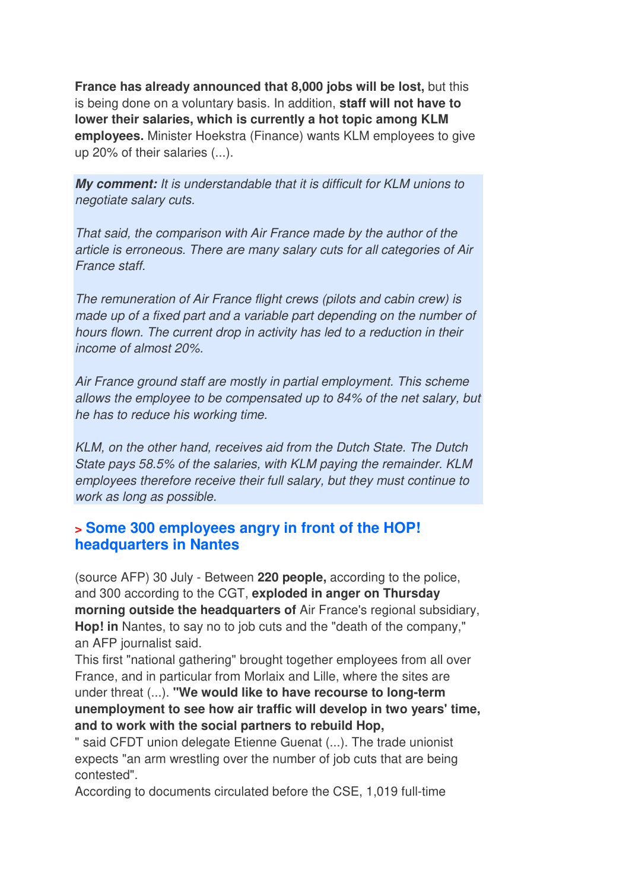**France has already announced that 8,000 jobs will be lost,** but this is being done on a voluntary basis. In addition, **staff will not have to lower their salaries, which is currently a hot topic among KLM employees.** Minister Hoekstra (Finance) wants KLM employees to give up 20% of their salaries (...).

***My comment:*** *It is understandable that it is difficult for KLM unions to negotiate salary cuts.*

*That said, the comparison with Air France made by the author of the article is erroneous. There are many salary cuts for all categories of Air France staff.*

*The remuneration of Air France flight crews (pilots and cabin crew) is made up of a fixed part and a variable part depending on the number of hours flown. The current drop in activity has led to a reduction in their income of almost 20%.*

*Air France ground staff are mostly in partial employment. This scheme allows the employee to be compensated up to 84% of the net salary, but he has to reduce his working time.*

*KLM, on the other hand, receives aid from the Dutch State. The Dutch State pays 58.5% of the salaries, with KLM paying the remainder. KLM employees therefore receive their full salary, but they must continue to work as long as possible.*

## > Some 300 employees angry in front of the HOP! headquarters in Nantes

(source AFP) 30 July - Between **220 people,** according to the police, and 300 according to the CGT, **exploded in anger on Thursday morning outside the headquarters of** Air France's regional subsidiary, **Hop! in** Nantes, to say no to job cuts and the "death of the company," an AFP journalist said.
This first "national gathering" brought together employees from all over France, and in particular from Morlaix and Lille, where the sites are under threat (...). **"We would like to have recourse to long-term unemployment to see how air traffic will develop in two years' time, and to work with the social partners to rebuild Hop,**
" said CFDT union delegate Etienne Guenat (...). The trade unionist expects "an arm wrestling over the number of job cuts that are being contested".
According to documents circulated before the CSE, 1,019 full-time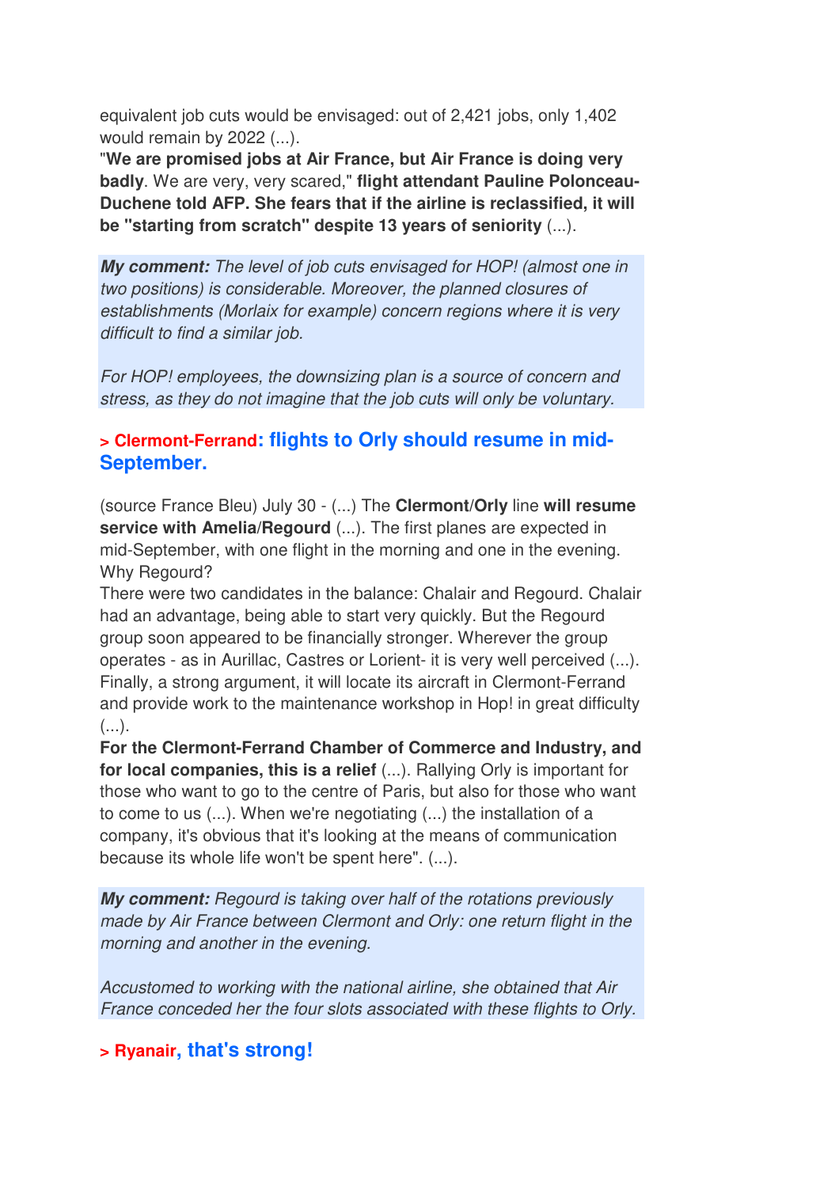equivalent job cuts would be envisaged: out of 2,421 jobs, only 1,402 would remain by 2022 (...).
"**We are promised jobs at Air France, but Air France is doing very badly**. We are very, very scared," **flight attendant Pauline Polonceau-Duchene told AFP. She fears that if the airline is reclassified, it will be "starting from scratch" despite 13 years of seniority** (...).

***My comment:*** *The level of job cuts envisaged for HOP! (almost one in two positions) is considerable. Moreover, the planned closures of establishments (Morlaix for example) concern regions where it is very difficult to find a similar job.*

*For HOP! employees, the downsizing plan is a source of concern and stress, as they do not imagine that the job cuts will only be voluntary.*

## > Clermont-Ferrand: flights to Orly should resume in mid-September.

(source France Bleu) July 30 - (...) The **Clermont**/**Orly** line **will resume service with Amelia**/**Regourd** (...). The first planes are expected in mid-September, with one flight in the morning and one in the evening.
Why Regourd?
There were two candidates in the balance: Chalair and Regourd. Chalair had an advantage, being able to start very quickly. But the Regourd group soon appeared to be financially stronger. Wherever the group operates - as in Aurillac, Castres or Lorient- it is very well perceived (...). Finally, a strong argument, it will locate its aircraft in Clermont-Ferrand and provide work to the maintenance workshop in Hop! in great difficulty (...).
**For the Clermont-Ferrand Chamber of Commerce and Industry, and for local companies, this is a relief** (...). Rallying Orly is important for those who want to go to the centre of Paris, but also for those who want to come to us (...). When we're negotiating (...) the installation of a company, it's obvious that it's looking at the means of communication because its whole life won't be spent here". (...).

***My comment:*** *Regourd is taking over half of the rotations previously made by Air France between Clermont and Orly: one return flight in the morning and another in the evening.*

*Accustomed to working with the national airline, she obtained that Air France conceded her the four slots associated with these flights to Orly.*

## > Ryanair, that's strong!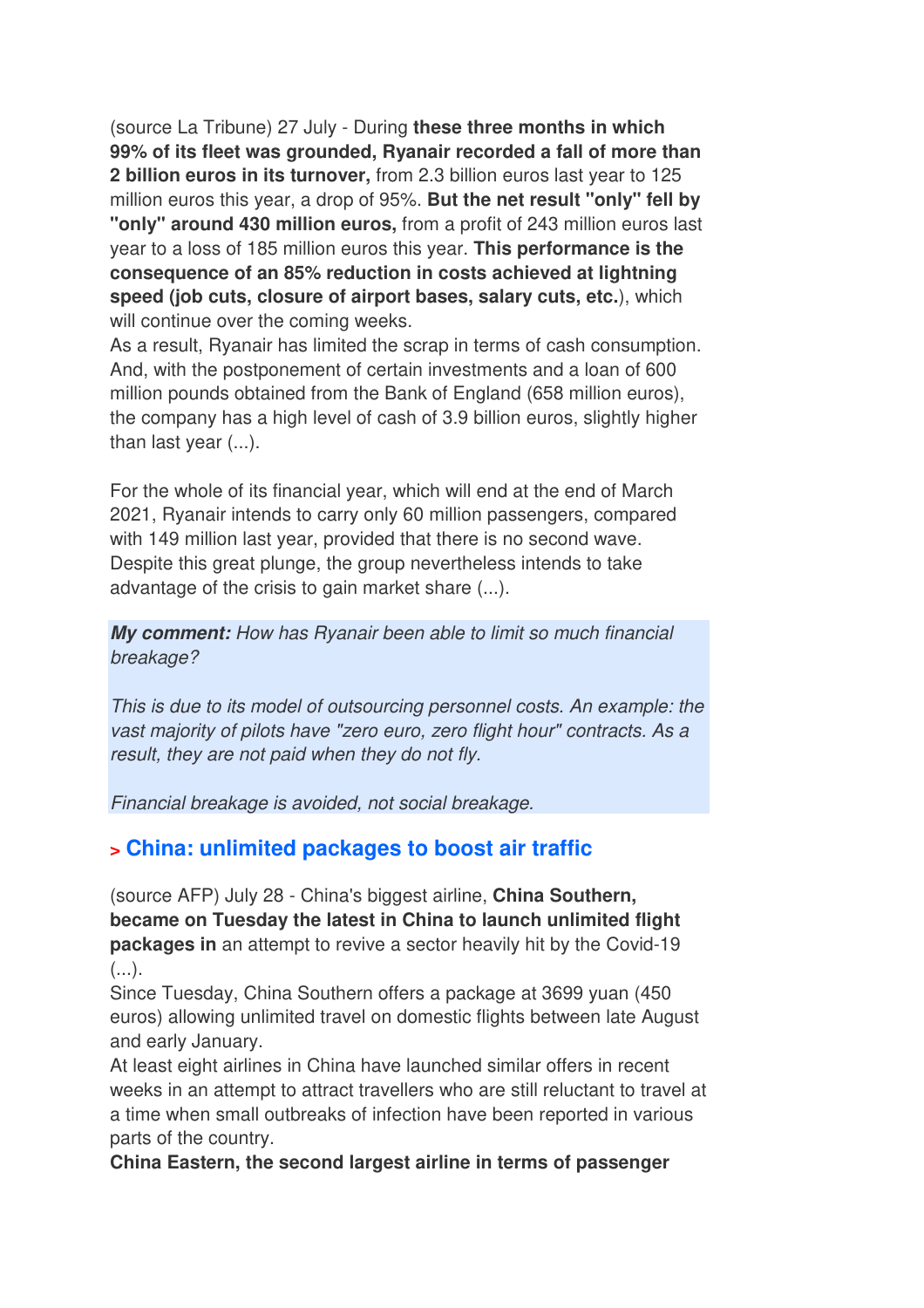(source La Tribune) 27 July - During **these three months in which 99% of its fleet was grounded, Ryanair recorded a fall of more than 2 billion euros in its turnover,** from 2.3 billion euros last year to 125 million euros this year, a drop of 95%. **But the net result "only" fell by "only" around 430 million euros,** from a profit of 243 million euros last year to a loss of 185 million euros this year. **This performance is the consequence of an 85% reduction in costs achieved at lightning speed (job cuts, closure of airport bases, salary cuts, etc.**), which will continue over the coming weeks.
As a result, Ryanair has limited the scrap in terms of cash consumption. And, with the postponement of certain investments and a loan of 600 million pounds obtained from the Bank of England (658 million euros), the company has a high level of cash of 3.9 billion euros, slightly higher than last year (...).

For the whole of its financial year, which will end at the end of March 2021, Ryanair intends to carry only 60 million passengers, compared with 149 million last year, provided that there is no second wave. Despite this great plunge, the group nevertheless intends to take advantage of the crisis to gain market share (...).

***My comment:*** *How has Ryanair been able to limit so much financial breakage?*

*This is due to its model of outsourcing personnel costs. An example: the vast majority of pilots have "zero euro, zero flight hour" contracts. As a result, they are not paid when they do not fly.*

*Financial breakage is avoided, not social breakage.*

## > China: unlimited packages to boost air traffic

(source AFP) July 28 - China's biggest airline, **China Southern, became on Tuesday the latest in China to launch unlimited flight packages in** an attempt to revive a sector heavily hit by the Covid-19 (...).
Since Tuesday, China Southern offers a package at 3699 yuan (450 euros) allowing unlimited travel on domestic flights between late August and early January.
At least eight airlines in China have launched similar offers in recent weeks in an attempt to attract travellers who are still reluctant to travel at a time when small outbreaks of infection have been reported in various parts of the country.
**China Eastern, the second largest airline in terms of passenger**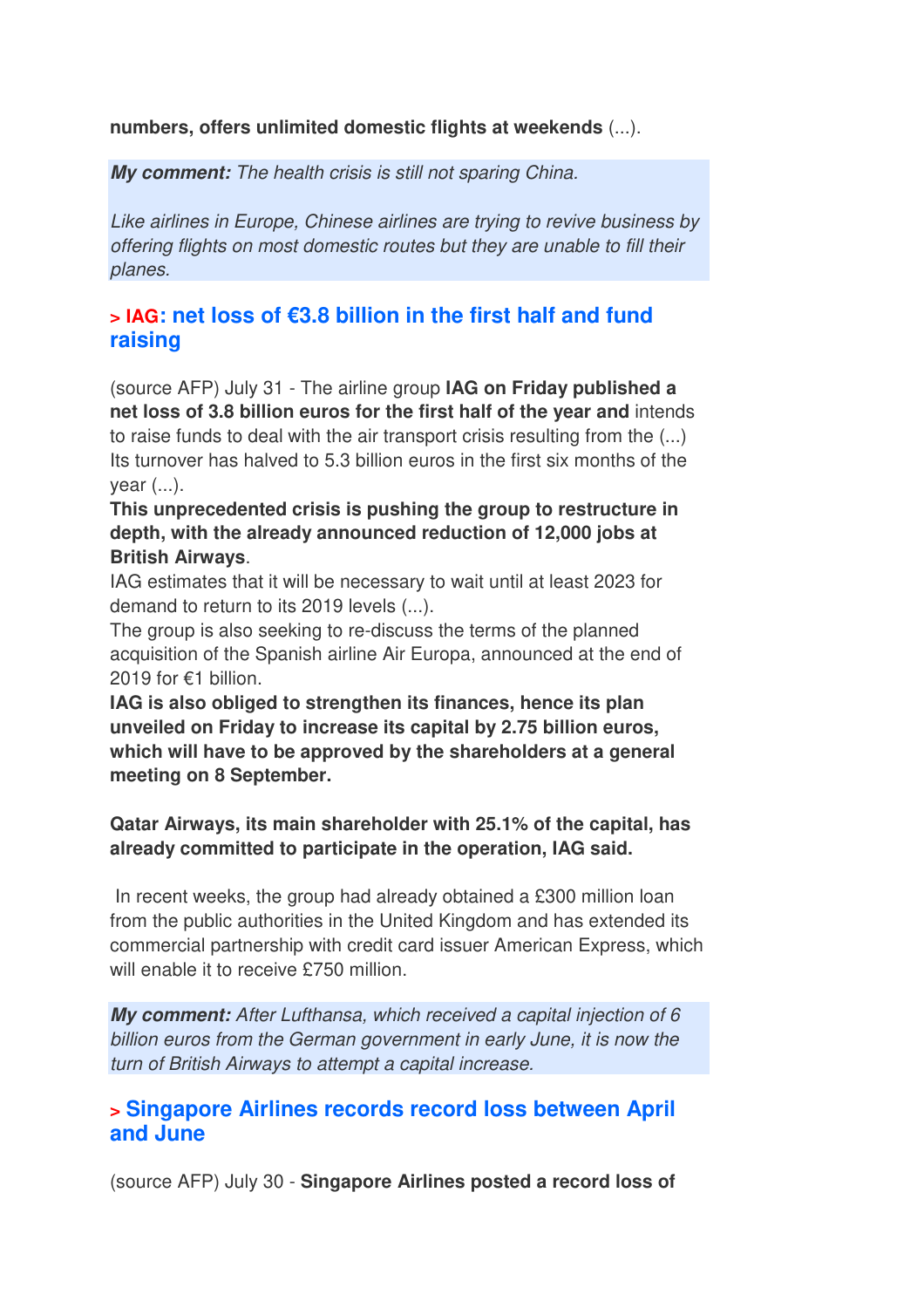**numbers, offers unlimited domestic flights at weekends** (...).

***My comment:*** *The health crisis is still not sparing China.*

*Like airlines in Europe, Chinese airlines are trying to revive business by offering flights on most domestic routes but they are unable to fill their planes.*

### > IAG: net loss of €3.8 billion in the first half and fund raising

(source AFP) July 31 - The airline group **IAG on Friday published a net loss of 3.8 billion euros for the first half of the year and** intends to raise funds to deal with the air transport crisis resulting from the (...) Its turnover has halved to 5.3 billion euros in the first six months of the year (...).

**This unprecedented crisis is pushing the group to restructure in depth, with the already announced reduction of 12,000 jobs at British Airways**.

IAG estimates that it will be necessary to wait until at least 2023 for demand to return to its 2019 levels (...).

The group is also seeking to re-discuss the terms of the planned acquisition of the Spanish airline Air Europa, announced at the end of 2019 for €1 billion.

**IAG is also obliged to strengthen its finances, hence its plan unveiled on Friday to increase its capital by 2.75 billion euros, which will have to be approved by the shareholders at a general meeting on 8 September.**

**Qatar Airways, its main shareholder with 25.1% of the capital, has already committed to participate in the operation, IAG said.**

In recent weeks, the group had already obtained a £300 million loan from the public authorities in the United Kingdom and has extended its commercial partnership with credit card issuer American Express, which will enable it to receive £750 million.

***My comment:*** *After Lufthansa, which received a capital injection of 6 billion euros from the German government in early June, it is now the turn of British Airways to attempt a capital increase.*

### > Singapore Airlines records record loss between April and June

(source AFP) July 30 - **Singapore Airlines posted a record loss of**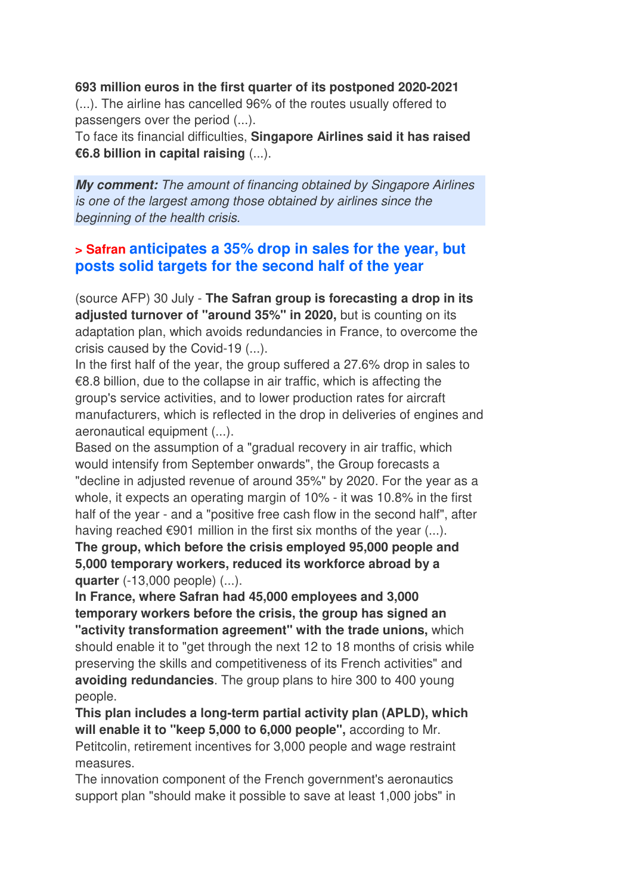**693 million euros in the first quarter of its postponed 2020-2021** (...). The airline has cancelled 96% of the routes usually offered to passengers over the period (...).
To face its financial difficulties, **Singapore Airlines said it has raised €6.8 billion in capital raising** (...).

***My comment:*** *The amount of financing obtained by Singapore Airlines is one of the largest among those obtained by airlines since the beginning of the health crisis.*

## > Safran anticipates a 35% drop in sales for the year, but posts solid targets for the second half of the year

(source AFP) 30 July - **The Safran group is forecasting a drop in its adjusted turnover of "around 35%" in 2020,** but is counting on its adaptation plan, which avoids redundancies in France, to overcome the crisis caused by the Covid-19 (...).
In the first half of the year, the group suffered a 27.6% drop in sales to €8.8 billion, due to the collapse in air traffic, which is affecting the group's service activities, and to lower production rates for aircraft manufacturers, which is reflected in the drop in deliveries of engines and aeronautical equipment (...).
Based on the assumption of a "gradual recovery in air traffic, which would intensify from September onwards", the Group forecasts a "decline in adjusted revenue of around 35%" by 2020. For the year as a whole, it expects an operating margin of 10% - it was 10.8% in the first half of the year - and a "positive free cash flow in the second half", after having reached €901 million in the first six months of the year (...).
**The group, which before the crisis employed 95,000 people and 5,000 temporary workers, reduced its workforce abroad by a quarter** (-13,000 people) (...).
**In France, where Safran had 45,000 employees and 3,000 temporary workers before the crisis, the group has signed an "activity transformation agreement" with the trade unions,** which should enable it to "get through the next 12 to 18 months of crisis while preserving the skills and competitiveness of its French activities" and **avoiding redundancies**. The group plans to hire 300 to 400 young people.
**This plan includes a long-term partial activity plan (APLD), which will enable it to "keep 5,000 to 6,000 people",** according to Mr. Petitcolin, retirement incentives for 3,000 people and wage restraint measures.
The innovation component of the French government's aeronautics support plan "should make it possible to save at least 1,000 jobs" in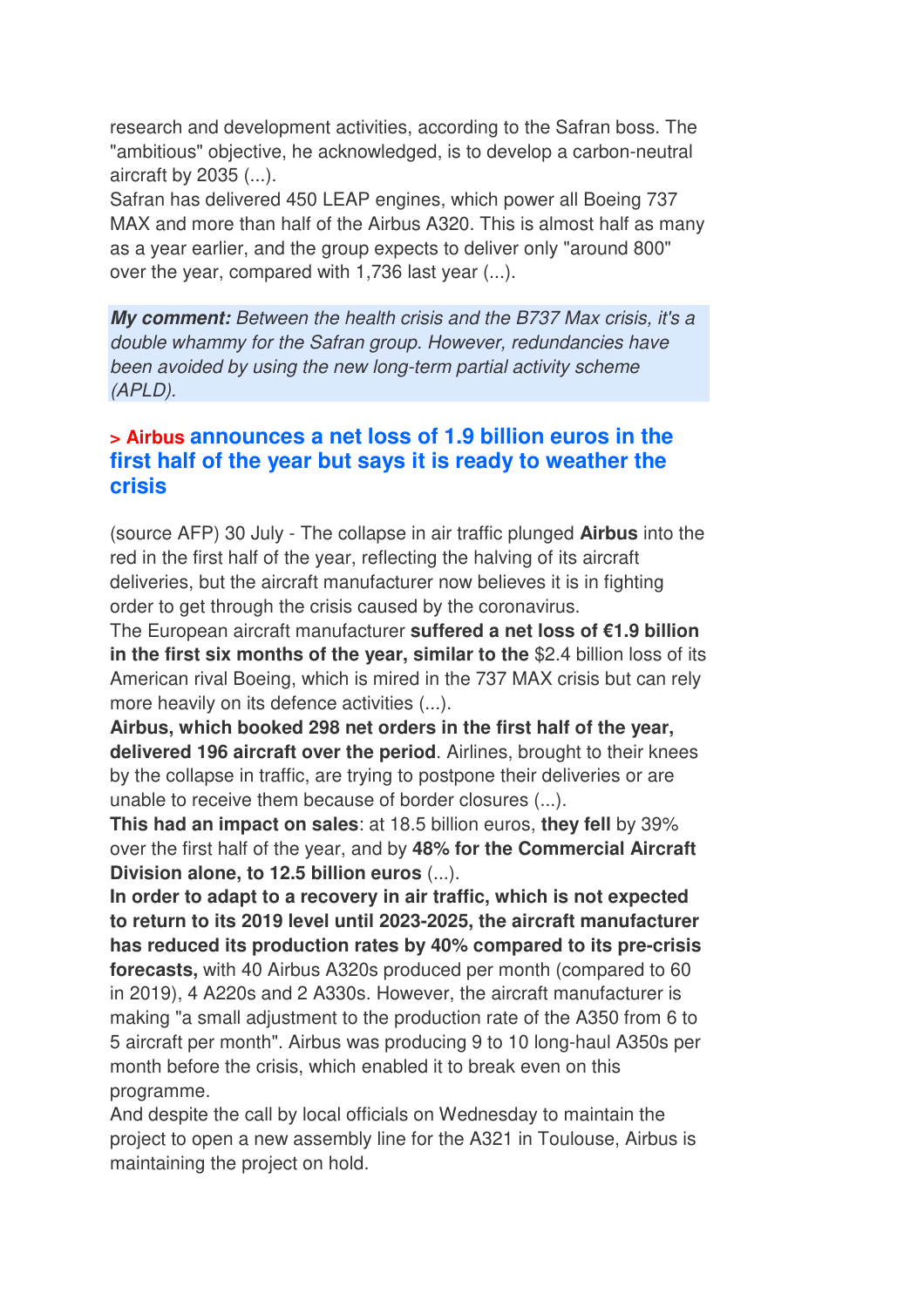research and development activities, according to the Safran boss. The "ambitious" objective, he acknowledged, is to develop a carbon-neutral aircraft by 2035 (...).
Safran has delivered 450 LEAP engines, which power all Boeing 737 MAX and more than half of the Airbus A320. This is almost half as many as a year earlier, and the group expects to deliver only "around 800" over the year, compared with 1,736 last year (...).

***My comment:*** *Between the health crisis and the B737 Max crisis, it's a double whammy for the Safran group. However, redundancies have been avoided by using the new long-term partial activity scheme (APLD).*

### > Airbus announces a net loss of 1.9 billion euros in the first half of the year but says it is ready to weather the crisis

(source AFP) 30 July - The collapse in air traffic plunged **Airbus** into the red in the first half of the year, reflecting the halving of its aircraft deliveries, but the aircraft manufacturer now believes it is in fighting order to get through the crisis caused by the coronavirus.
The European aircraft manufacturer **suffered a net loss of €1.9 billion in the first six months of the year, similar to the** $2.4 billion loss of its American rival Boeing, which is mired in the 737 MAX crisis but can rely more heavily on its defence activities (...).
**Airbus, which booked 298 net orders in the first half of the year, delivered 196 aircraft over the period**. Airlines, brought to their knees by the collapse in traffic, are trying to postpone their deliveries or are unable to receive them because of border closures (...).
**This had an impact on sales**: at 18.5 billion euros, **they fell** by 39% over the first half of the year, and by **48% for the Commercial Aircraft Division alone, to 12.5 billion euros** (...).
**In order to adapt to a recovery in air traffic, which is not expected to return to its 2019 level until 2023-2025, the aircraft manufacturer has reduced its production rates by 40% compared to its pre-crisis forecasts,** with 40 Airbus A320s produced per month (compared to 60 in 2019), 4 A220s and 2 A330s. However, the aircraft manufacturer is making "a small adjustment to the production rate of the A350 from 6 to 5 aircraft per month". Airbus was producing 9 to 10 long-haul A350s per month before the crisis, which enabled it to break even on this programme.
And despite the call by local officials on Wednesday to maintain the project to open a new assembly line for the A321 in Toulouse, Airbus is maintaining the project on hold.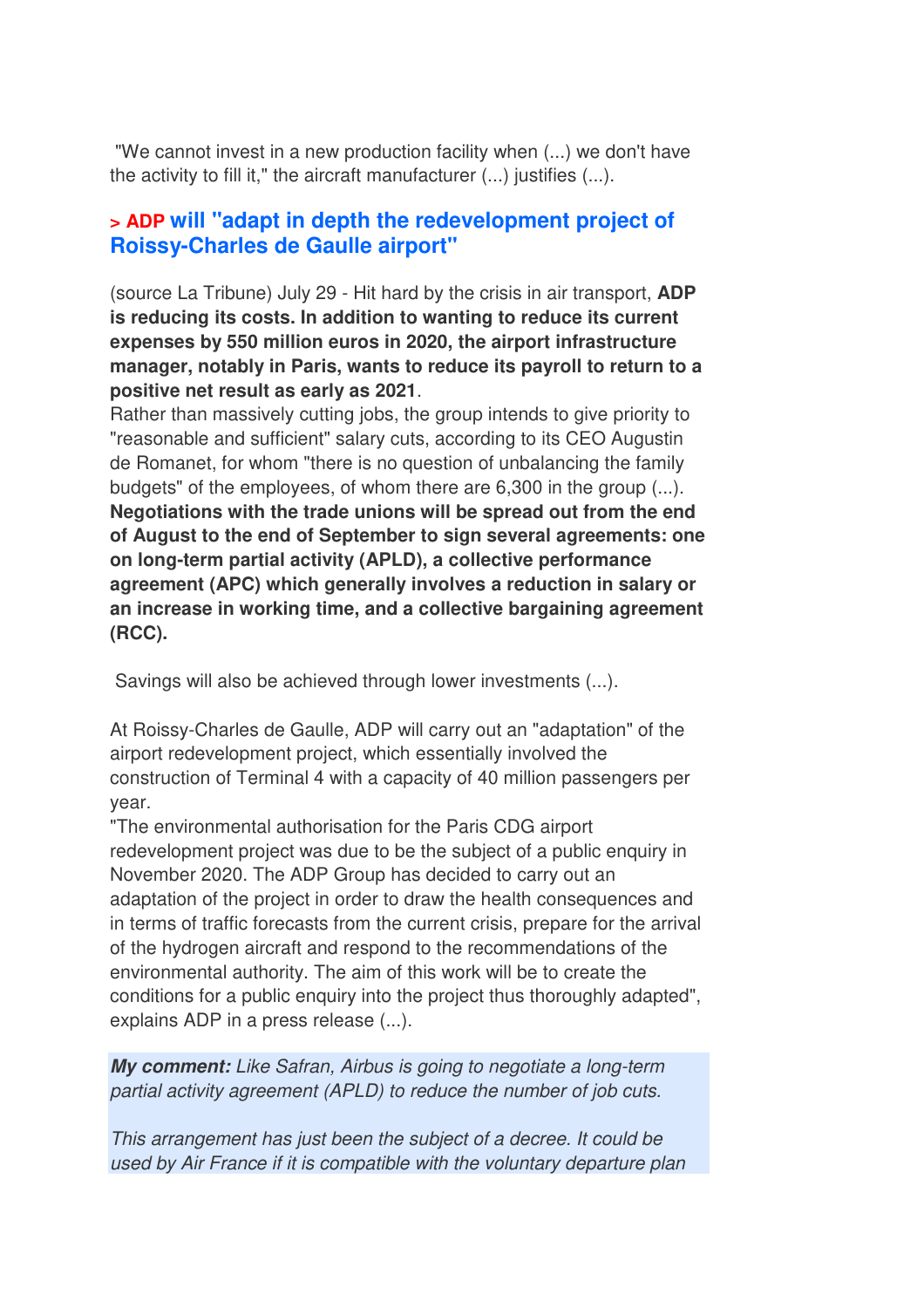"We cannot invest in a new production facility when (...) we don't have the activity to fill it," the aircraft manufacturer (...) justifies (...).

## > ADP will "adapt in depth the redevelopment project of Roissy-Charles de Gaulle airport"

(source La Tribune) July 29 - Hit hard by the crisis in air transport, **ADP is reducing its costs. In addition to wanting to reduce its current expenses by 550 million euros in 2020, the airport infrastructure manager, notably in Paris, wants to reduce its payroll to return to a positive net result as early as 2021**.
Rather than massively cutting jobs, the group intends to give priority to "reasonable and sufficient" salary cuts, according to its CEO Augustin de Romanet, for whom "there is no question of unbalancing the family budgets" of the employees, of whom there are 6,300 in the group (...).
**Negotiations with the trade unions will be spread out from the end of August to the end of September to sign several agreements: one on long-term partial activity (APLD), a collective performance agreement (APC) which generally involves a reduction in salary or an increase in working time, and a collective bargaining agreement (RCC).**

Savings will also be achieved through lower investments (...).

At Roissy-Charles de Gaulle, ADP will carry out an "adaptation" of the airport redevelopment project, which essentially involved the construction of Terminal 4 with a capacity of 40 million passengers per year.
"The environmental authorisation for the Paris CDG airport redevelopment project was due to be the subject of a public enquiry in November 2020. The ADP Group has decided to carry out an adaptation of the project in order to draw the health consequences and in terms of traffic forecasts from the current crisis, prepare for the arrival of the hydrogen aircraft and respond to the recommendations of the environmental authority. The aim of this work will be to create the conditions for a public enquiry into the project thus thoroughly adapted", explains ADP in a press release (...).

***My comment:*** *Like Safran, Airbus is going to negotiate a long-term partial activity agreement (APLD) to reduce the number of job cuts.*

*This arrangement has just been the subject of a decree. It could be used by Air France if it is compatible with the voluntary departure plan*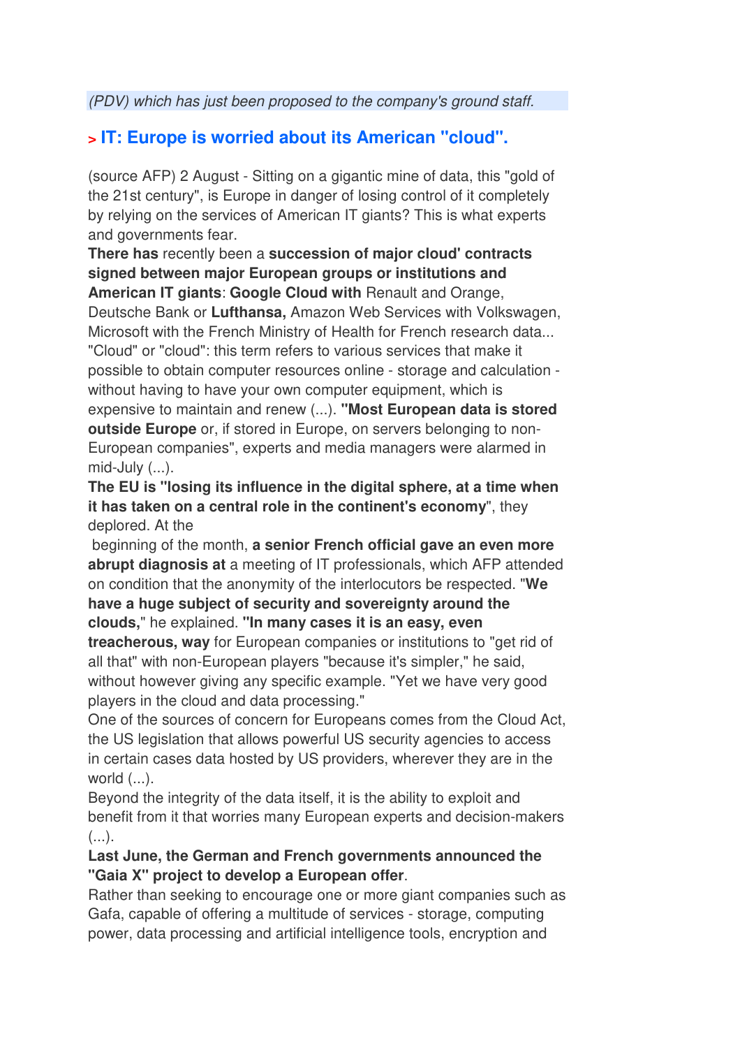*(PDV) which has just been proposed to the company's ground staff.*

## > IT: Europe is worried about its American "cloud".

(source AFP) 2 August - Sitting on a gigantic mine of data, this "gold of the 21st century", is Europe in danger of losing control of it completely by relying on the services of American IT giants? This is what experts and governments fear.

**There has** recently been a **succession of major cloud' contracts signed between major European groups or institutions and American IT giants**: **Google Cloud with** Renault and Orange, Deutsche Bank or **Lufthansa,** Amazon Web Services with Volkswagen, Microsoft with the French Ministry of Health for French research data... "Cloud" or "cloud": this term refers to various services that make it possible to obtain computer resources online - storage and calculation - without having to have your own computer equipment, which is expensive to maintain and renew (...). **"Most European data is stored outside Europe** or, if stored in Europe, on servers belonging to non-European companies", experts and media managers were alarmed in mid-July (...).

**The EU is "losing its influence in the digital sphere, at a time when it has taken on a central role in the continent's economy**", they deplored. At the beginning of the month, **a senior French official gave an even more abrupt diagnosis at** a meeting of IT professionals, which AFP attended on condition that the anonymity of the interlocutors be respected. "**We have a huge subject of security and sovereignty around the clouds,**" he explained. **"In many cases it is an easy, even treacherous, way** for European companies or institutions to "get rid of all that" with non-European players "because it's simpler," he said, without however giving any specific example. "Yet we have very good players in the cloud and data processing."

One of the sources of concern for Europeans comes from the Cloud Act, the US legislation that allows powerful US security agencies to access in certain cases data hosted by US providers, wherever they are in the world (...).

Beyond the integrity of the data itself, it is the ability to exploit and benefit from it that worries many European experts and decision-makers (...).

**Last June, the German and French governments announced the "Gaia X" project to develop a European offer**.

Rather than seeking to encourage one or more giant companies such as Gafa, capable of offering a multitude of services - storage, computing power, data processing and artificial intelligence tools, encryption and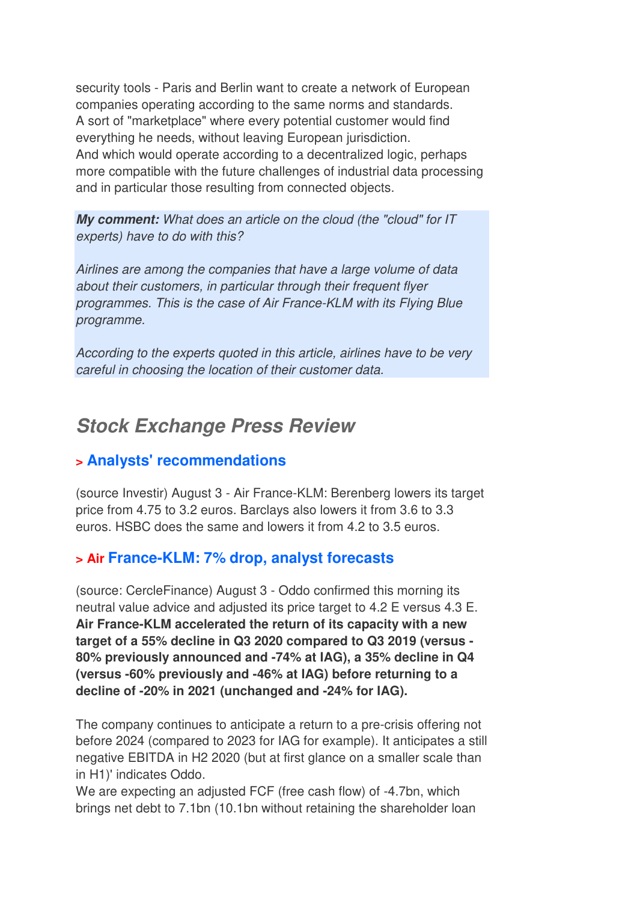security tools - Paris and Berlin want to create a network of European companies operating according to the same norms and standards.
A sort of "marketplace" where every potential customer would find everything he needs, without leaving European jurisdiction.
And which would operate according to a decentralized logic, perhaps more compatible with the future challenges of industrial data processing and in particular those resulting from connected objects.

***My comment:*** *What does an article on the cloud (the "cloud" for IT experts) have to do with this?*

*Airlines are among the companies that have a large volume of data about their customers, in particular through their frequent flyer programmes. This is the case of Air France-KLM with its Flying Blue programme.*

*According to the experts quoted in this article, airlines have to be very careful in choosing the location of their customer data.*

## Stock Exchange Press Review

### > Analysts' recommendations

(source Investir) August 3 - Air France-KLM: Berenberg lowers its target price from 4.75 to 3.2 euros. Barclays also lowers it from 3.6 to 3.3 euros. HSBC does the same and lowers it from 4.2 to 3.5 euros.

### > Air France-KLM: 7% drop, analyst forecasts

(source: CercleFinance) August 3 - Oddo confirmed this morning its neutral value advice and adjusted its price target to 4.2 E versus 4.3 E. **Air France-KLM accelerated the return of its capacity with a new target of a 55% decline in Q3 2020 compared to Q3 2019 (versus -80% previously announced and -74% at IAG), a 35% decline in Q4 (versus -60% previously and -46% at IAG) before returning to a decline of -20% in 2021 (unchanged and -24% for IAG).**

The company continues to anticipate a return to a pre-crisis offering not before 2024 (compared to 2023 for IAG for example). It anticipates a still negative EBITDA in H2 2020 (but at first glance on a smaller scale than in H1)' indicates Oddo.
We are expecting an adjusted FCF (free cash flow) of -4.7bn, which brings net debt to 7.1bn (10.1bn without retaining the shareholder loan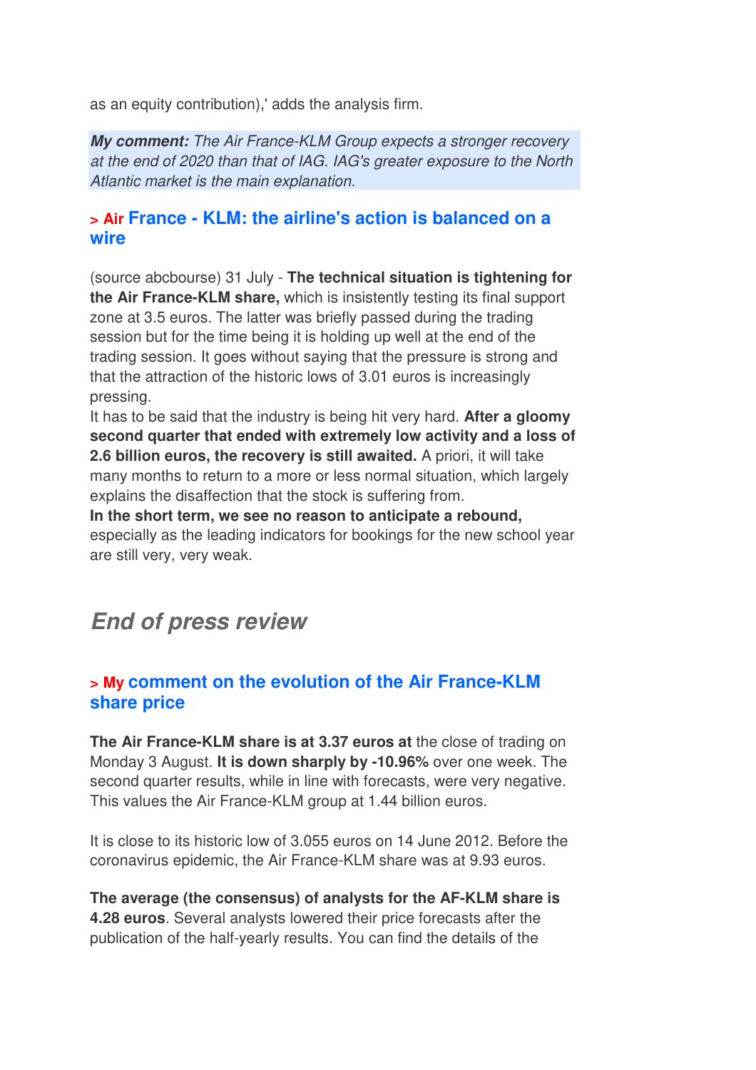as an equity contribution),' adds the analysis firm.

***My comment:*** *The Air France-KLM Group expects a stronger recovery at the end of 2020 than that of IAG. IAG's greater exposure to the North Atlantic market is the main explanation.*

### > Air France - KLM: the airline's action is balanced on a wire

(source abcbourse) 31 July - **The technical situation is tightening for the Air France-KLM share,** which is insistently testing its final support zone at 3.5 euros. The latter was briefly passed during the trading session but for the time being it is holding up well at the end of the trading session. It goes without saying that the pressure is strong and that the attraction of the historic lows of 3.01 euros is increasingly pressing.
It has to be said that the industry is being hit very hard. **After a gloomy second quarter that ended with extremely low activity and a loss of 2.6 billion euros, the recovery is still awaited.** A priori, it will take many months to return to a more or less normal situation, which largely explains the disaffection that the stock is suffering from.
**In the short term, we see no reason to anticipate a rebound,** especially as the leading indicators for bookings for the new school year are still very, very weak.

## *End of press review*

### > My comment on the evolution of the Air France-KLM share price

**The Air France-KLM share is at 3.37 euros at** the close of trading on Monday 3 August. **It is down sharply by -10.96%** over one week. The second quarter results, while in line with forecasts, were very negative. This values the Air France-KLM group at 1.44 billion euros.

It is close to its historic low of 3.055 euros on 14 June 2012. Before the coronavirus epidemic, the Air France-KLM share was at 9.93 euros.

**The average (the consensus) of analysts for the AF-KLM share is 4.28 euros**. Several analysts lowered their price forecasts after the publication of the half-yearly results. You can find the details of the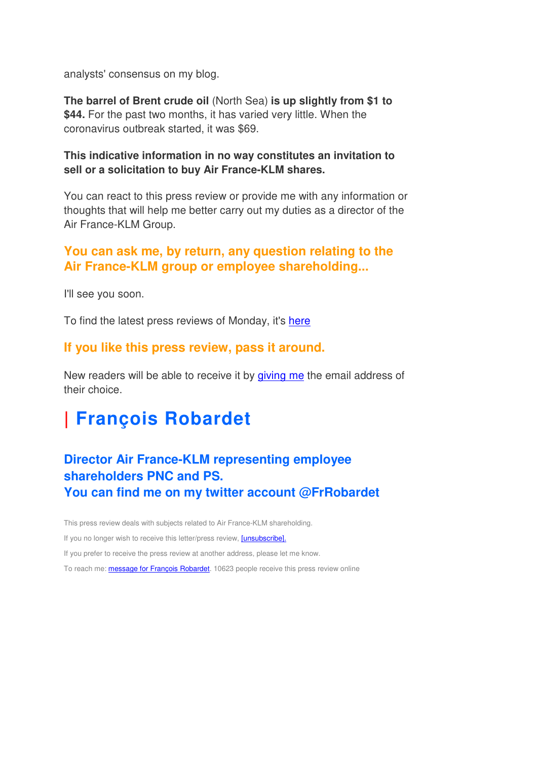analysts' consensus on my blog.

**The barrel of Brent crude oil** (North Sea) **is up slightly from $1 to $44.** For the past two months, it has varied very little. When the coronavirus outbreak started, it was $69.

**This indicative information in no way constitutes an invitation to sell or a solicitation to buy Air France-KLM shares.**

You can react to this press review or provide me with any information or thoughts that will help me better carry out my duties as a director of the Air France-KLM Group.

### You can ask me, by return, any question relating to the Air France-KLM group or employee shareholding...

I'll see you soon.

To find the latest press reviews of Monday, it's [here]

### If you like this press review, pass it around.

New readers will be able to receive it by [giving me] the email address of their choice.

# | François Robardet

### Director Air France-KLM representing employee shareholders PNC and PS.
### You can find me on my twitter account @FrRobardet

This press review deals with subjects related to Air France-KLM shareholding.

If you no longer wish to receive this letter/press review, [unsubscribe].

If you prefer to receive the press review at another address, please let me know.

To reach me: [message for François Robardet]. 10623 people receive this press review online